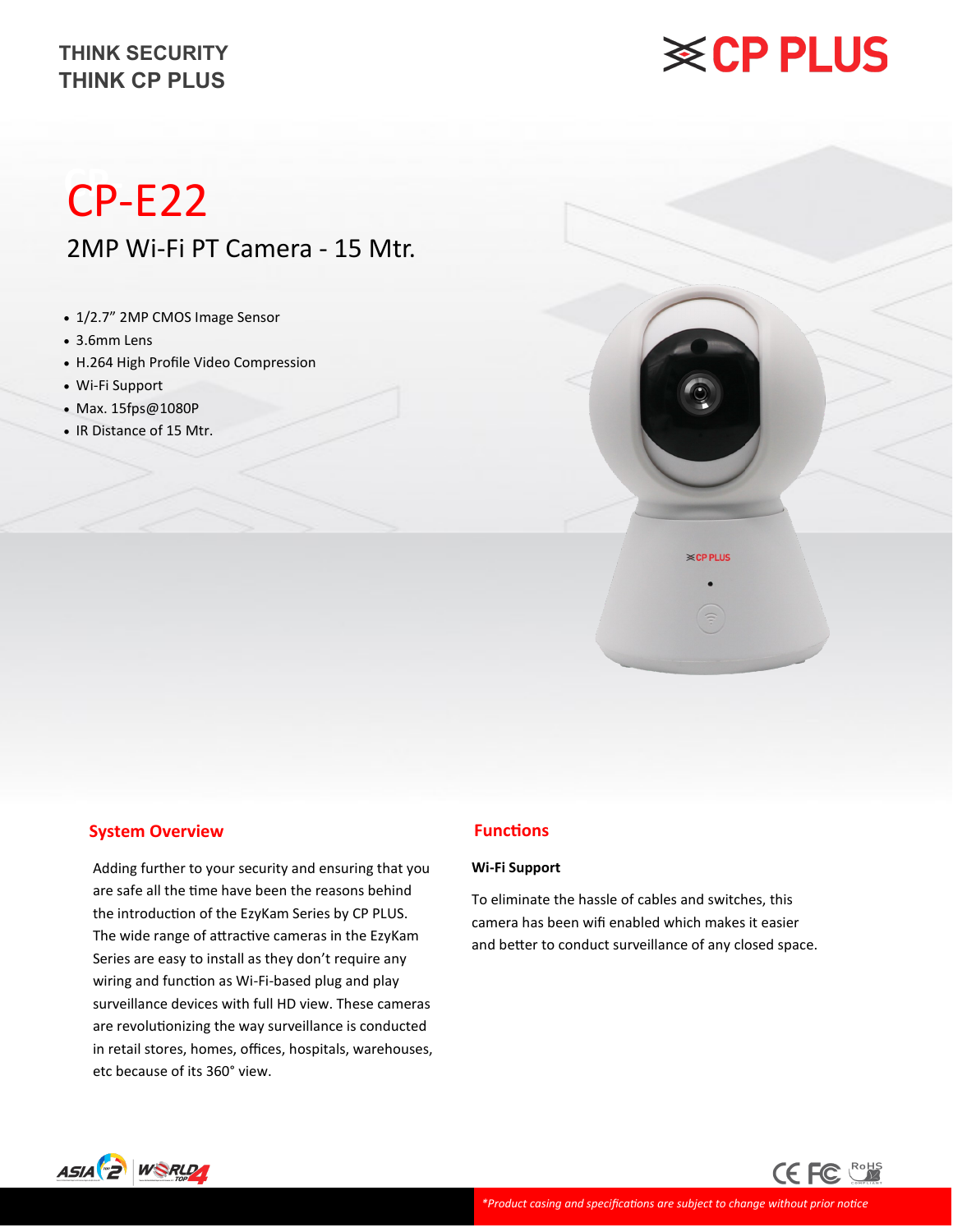THINK SECURITY
THINK CP PLUS

# CP-E22

## 2MP Wi-Fi PT Camera - 15 Mtr.

- 1/2.7" 2MP CMOS Image Sensor
- 3.6mm Lens
- H.264 High Profile Video Compression
- Wi-Fi Support
- Max. 15fps@1080P
- IR Distance of 15 Mtr.

## System Overview

Adding further to your security and ensuring that you are safe all the time have been the reasons behind the introduction of the EzyKam Series by CP PLUS. The wide range of attractive cameras in the EzyKam Series are easy to install as they don't require any wiring and function as Wi-Fi-based plug and play surveillance devices with full HD view. These cameras are revolutionizing the way surveillance is conducted in retail stores, homes, offices, hospitals, warehouses, etc because of its 360° view.

## Functions

**Wi-Fi Support**

To eliminate the hassle of cables and switches, this camera has been wifi enabled which makes it easier and better to conduct surveillance of any closed space.

*\*Product casing and specifications are subject to change without prior notice*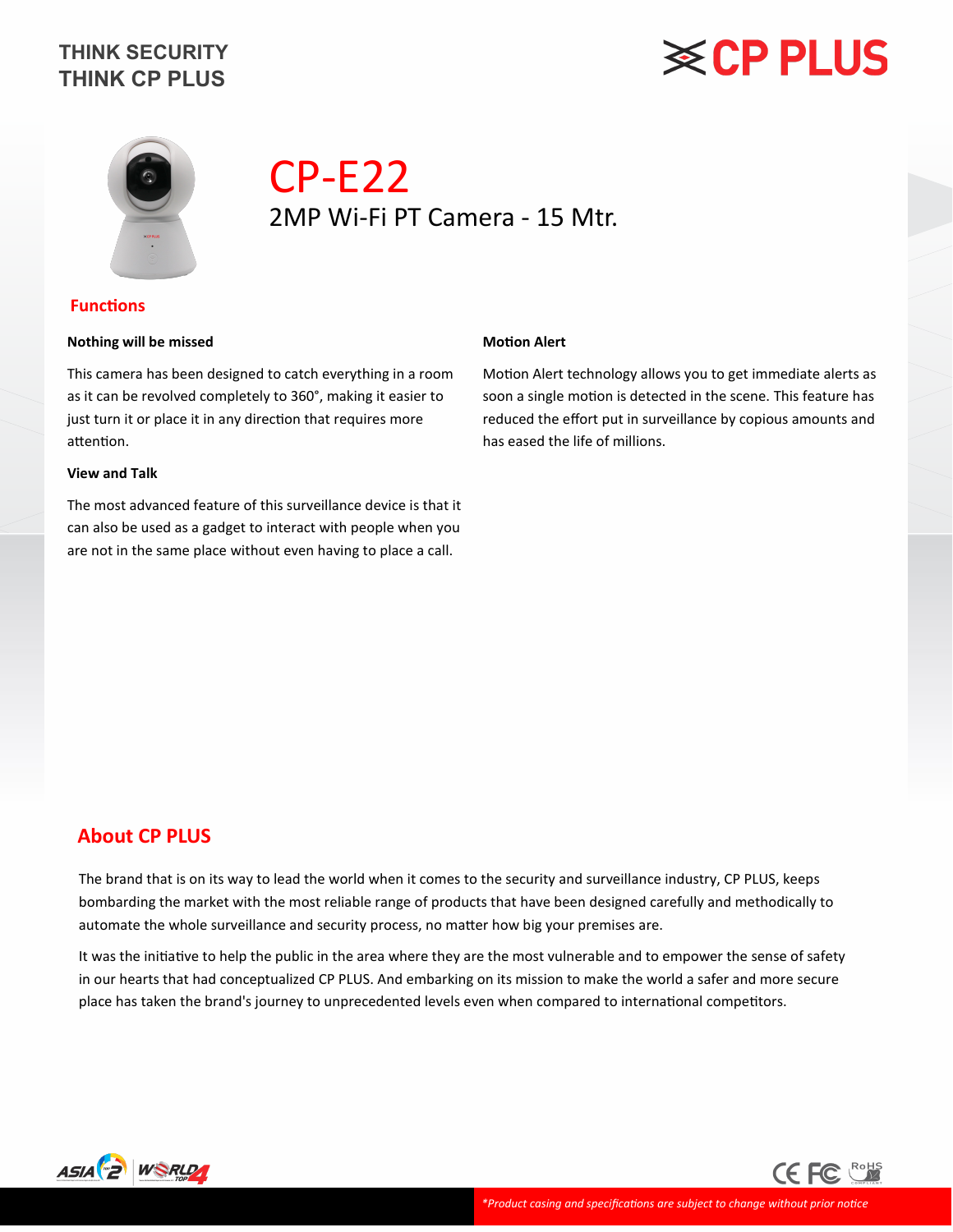THINK SECURITY
THINK CP PLUS

# CP-E22

2MP Wi-Fi PT Camera - 15 Mtr.

## Functions

### Nothing will be missed

This camera has been designed to catch everything in a room as it can be revolved completely to 360°, making it easier to just turn it or place it in any direction that requires more attention.

### View and Talk

The most advanced feature of this surveillance device is that it can also be used as a gadget to interact with people when you are not in the same place without even having to place a call.

### Motion Alert

Motion Alert technology allows you to get immediate alerts as soon a single motion is detected in the scene. This feature has reduced the effort put in surveillance by copious amounts and has eased the life of millions.

## About CP PLUS

The brand that is on its way to lead the world when it comes to the security and surveillance industry, CP PLUS, keeps bombarding the market with the most reliable range of products that have been designed carefully and methodically to automate the whole surveillance and security process, no matter how big your premises are.

It was the initiative to help the public in the area where they are the most vulnerable and to empower the sense of safety in our hearts that had conceptualized CP PLUS. And embarking on its mission to make the world a safer and more secure place has taken the brand's journey to unprecedented levels even when compared to international competitors.

*Product casing and specifications are subject to change without prior notice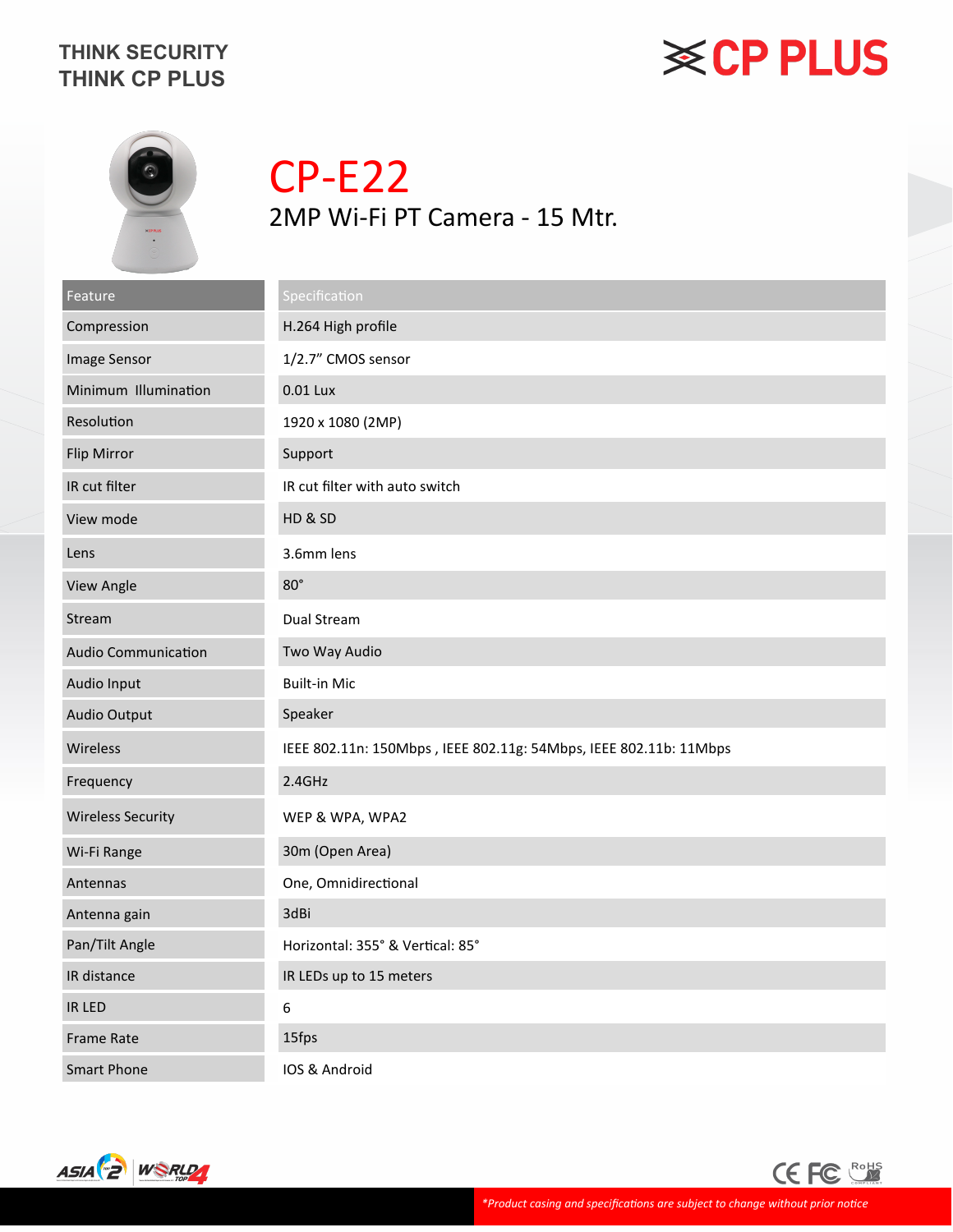THINK SECURITY
THINK CP PLUS

CP PLUS

# CP-E22

## 2MP Wi-Fi PT Camera - 15 Mtr.

| Feature | Specification |
|---|---|
| Compression | H.264 High profile |
| Image Sensor | 1/2.7" CMOS sensor |
| Minimum Illumination | 0.01 Lux |
| Resolution | 1920 x 1080 (2MP) |
| Flip Mirror | Support |
| IR cut filter | IR cut filter with auto switch |
| View mode | HD & SD |
| Lens | 3.6mm lens |
| View Angle | 80° |
| Stream | Dual Stream |
| Audio Communication | Two Way Audio |
| Audio Input | Built-in Mic |
| Audio Output | Speaker |
| Wireless | IEEE 802.11n: 150Mbps , IEEE 802.11g: 54Mbps, IEEE 802.11b: 11Mbps |
| Frequency | 2.4GHz |
| Wireless Security | WEP & WPA, WPA2 |
| Wi-Fi Range | 30m (Open Area) |
| Antennas | One, Omnidirectional |
| Antenna gain | 3dBi |
| Pan/Tilt Angle | Horizontal: 355° & Vertical: 85° |
| IR distance | IR LEDs up to 15 meters |
| IR LED | 6 |
| Frame Rate | 15fps |
| Smart Phone | IOS & Android |

*\*Product casing and specifications are subject to change without prior notice*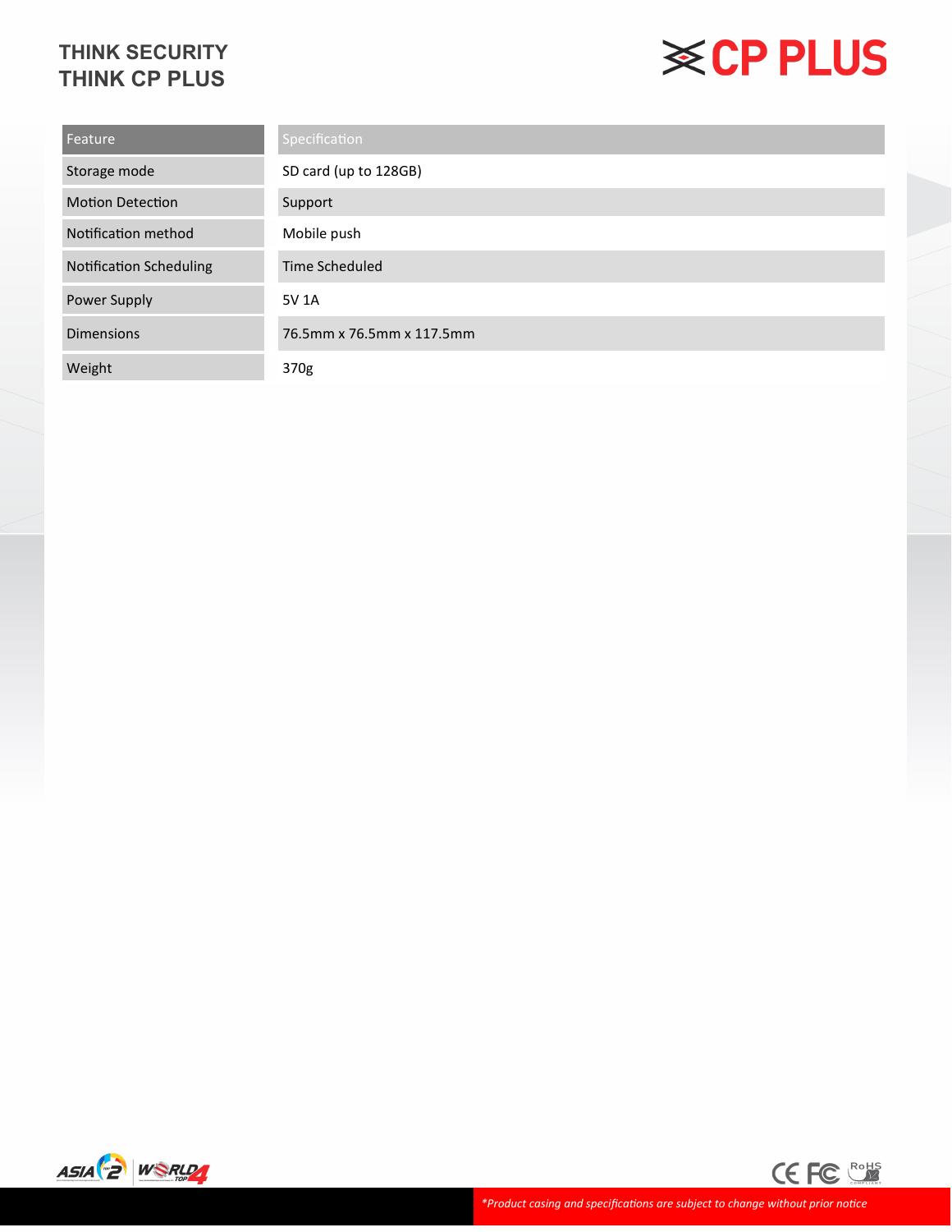| Feature | Specification |
|---|---|
| Storage mode | SD card (up to 128GB) |
| Motion Detection | Support |
| Notification method | Mobile push |
| Notification Scheduling | Time Scheduled |
| Power Supply | 5V 1A |
| Dimensions | 76.5mm x 76.5mm x 117.5mm |
| Weight | 370g |

*Product casing and specifications are subject to change without prior notice